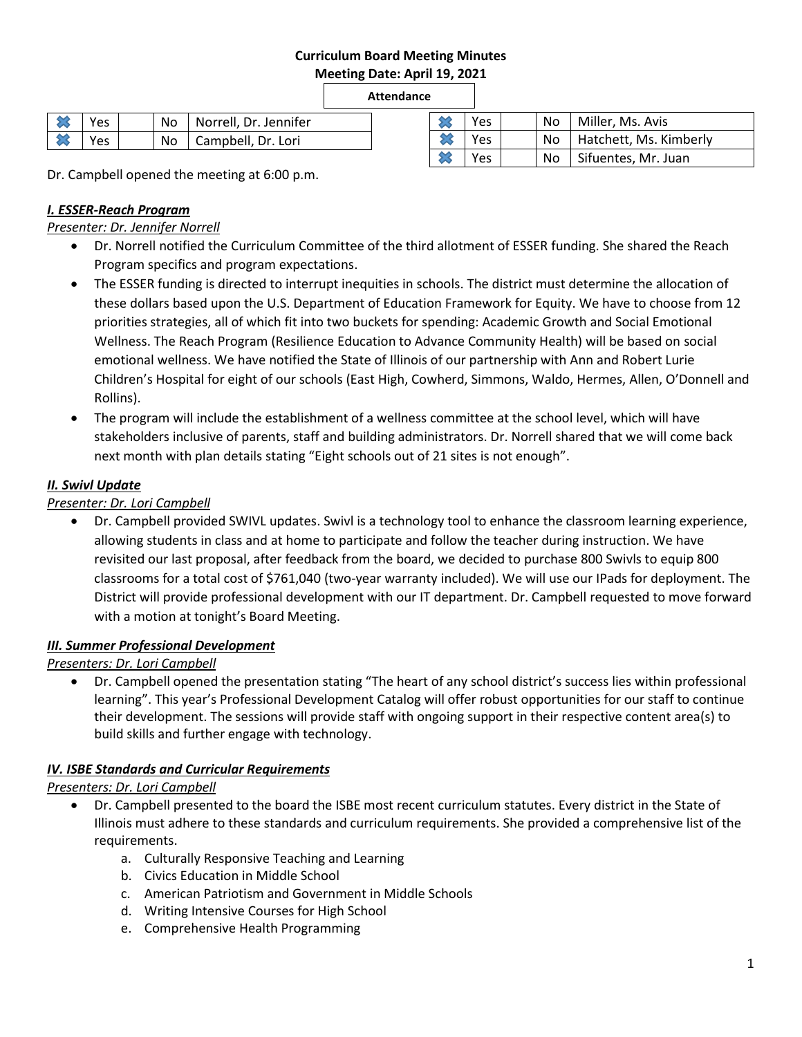**Curriculum Board Meeting Minutes**

**Meeting Date: April 19, 2021**

**Attendance**

| | | | | | | | | | |
|---|---|---|---|---|---|---|---|---|---|
| ✖ | Yes | | No | Norrell, Dr. Jennifer | ✖ | Yes | | No | Miller, Ms. Avis |
| ✖ | Yes | | No | Campbell, Dr. Lori | ✖ | Yes | | No | Hatchett, Ms. Kimberly |
| | | | | | ✖ | Yes | | No | Sifuentes, Mr. Juan |

Dr. Campbell opened the meeting at 6:00 p.m.

***I. ESSER-Reach Program***

*Presenter: Dr. Jennifer Norrell*

- Dr. Norrell notified the Curriculum Committee of the third allotment of ESSER funding. She shared the Reach Program specifics and program expectations.
- The ESSER funding is directed to interrupt inequities in schools. The district must determine the allocation of these dollars based upon the U.S. Department of Education Framework for Equity. We have to choose from 12 priorities strategies, all of which fit into two buckets for spending: Academic Growth and Social Emotional Wellness. The Reach Program (Resilience Education to Advance Community Health) will be based on social emotional wellness. We have notified the State of Illinois of our partnership with Ann and Robert Lurie Children's Hospital for eight of our schools (East High, Cowherd, Simmons, Waldo, Hermes, Allen, O'Donnell and Rollins).
- The program will include the establishment of a wellness committee at the school level, which will have stakeholders inclusive of parents, staff and building administrators. Dr. Norrell shared that we will come back next month with plan details stating "Eight schools out of 21 sites is not enough".

***II. Swivl Update***

*Presenter: Dr. Lori Campbell*

- Dr. Campbell provided SWIVL updates. Swivl is a technology tool to enhance the classroom learning experience, allowing students in class and at home to participate and follow the teacher during instruction. We have revisited our last proposal, after feedback from the board, we decided to purchase 800 Swivls to equip 800 classrooms for a total cost of $761,040 (two-year warranty included). We will use our IPads for deployment. The District will provide professional development with our IT department. Dr. Campbell requested to move forward with a motion at tonight's Board Meeting.

***III. Summer Professional Development***

*Presenters: Dr. Lori Campbell*

- Dr. Campbell opened the presentation stating "The heart of any school district's success lies within professional learning". This year's Professional Development Catalog will offer robust opportunities for our staff to continue their development. The sessions will provide staff with ongoing support in their respective content area(s) to build skills and further engage with technology.

***IV. ISBE Standards and Curricular Requirements***

*Presenters: Dr. Lori Campbell*

- Dr. Campbell presented to the board the ISBE most recent curriculum statutes. Every district in the State of Illinois must adhere to these standards and curriculum requirements. She provided a comprehensive list of the requirements.
    a. Culturally Responsive Teaching and Learning
    b. Civics Education in Middle School
    c. American Patriotism and Government in Middle Schools
    d. Writing Intensive Courses for High School
    e. Comprehensive Health Programming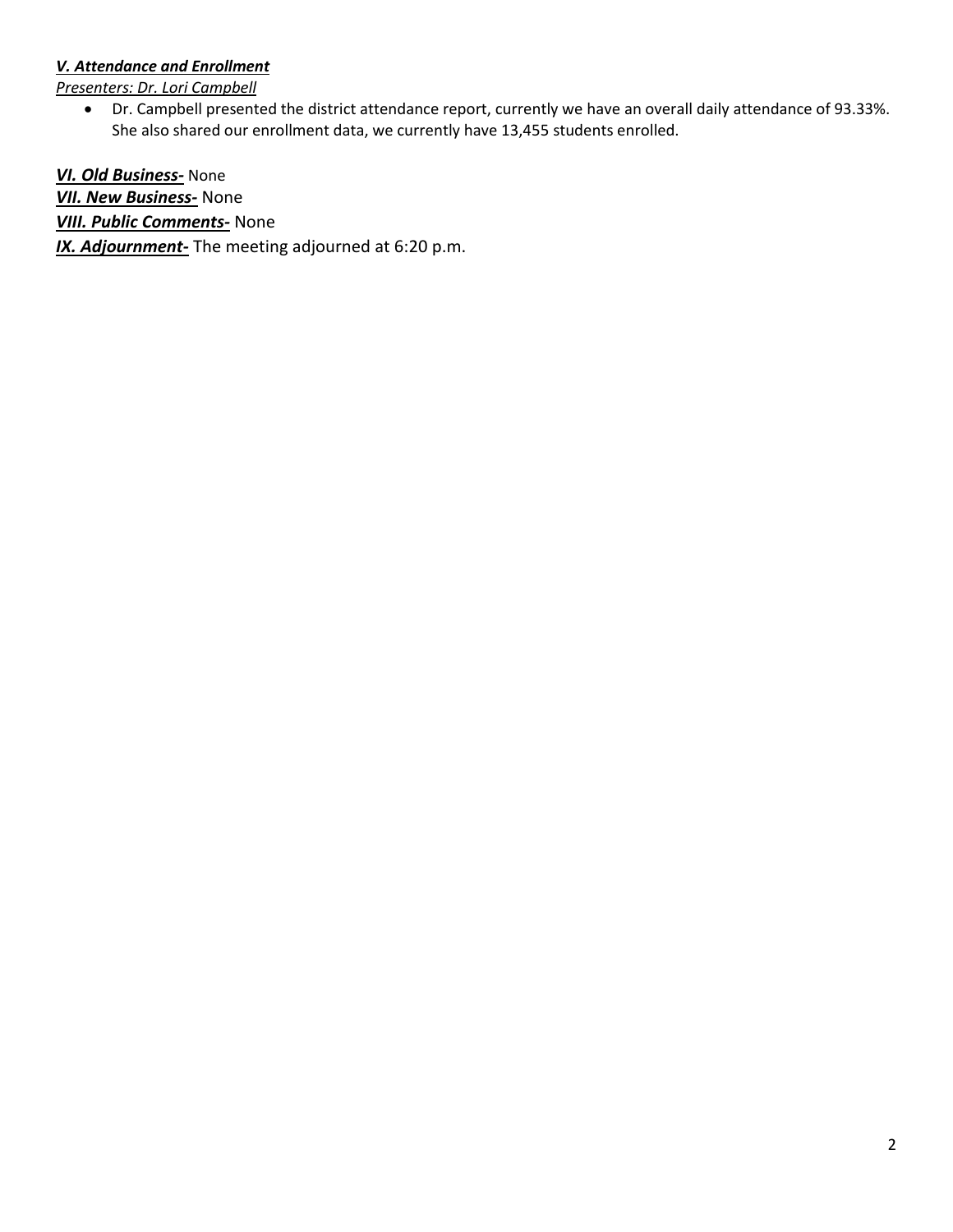***V. Attendance and Enrollment***

*Presenters: Dr. Lori Campbell*

- Dr. Campbell presented the district attendance report, currently we have an overall daily attendance of 93.33%. She also shared our enrollment data, we currently have 13,455 students enrolled.

***VI. Old Business-*** None

***VII. New Business-*** None

***VIII. Public Comments-*** None

***IX. Adjournment-*** The meeting adjourned at 6:20 p.m.